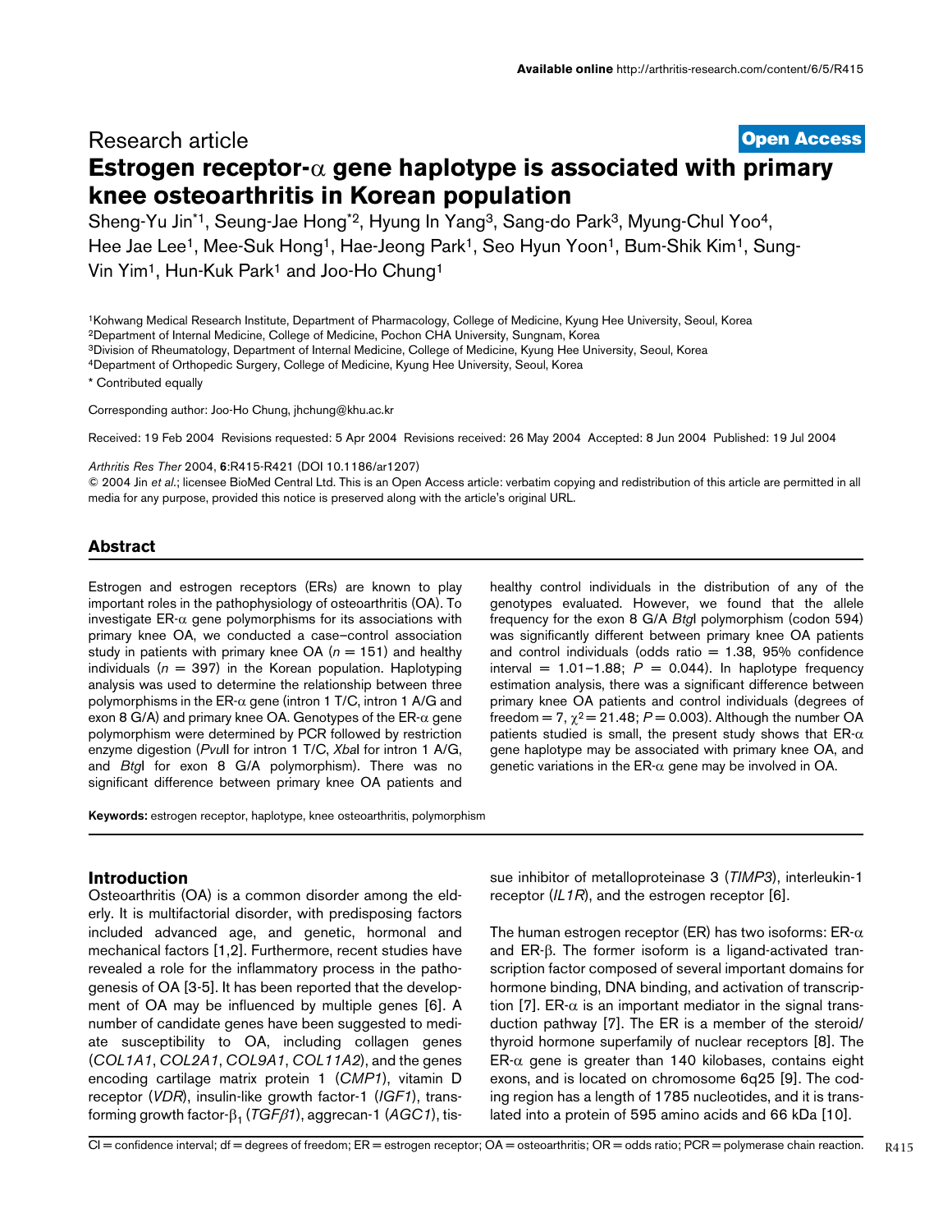Research article

**Open Access**

# Estrogen receptor-α gene haplotype is associated with primary knee osteoarthritis in Korean population

Sheng-Yu Jin*[1], Seung-Jae Hong*[2], Hyung In Yang[3], Sang-do Park[3], Myung-Chul Yoo[4], Hee Jae Lee[1], Mee-Suk Hong[1], Hae-Jeong Park[1], Seo Hyun Yoon[1], Bum-Shik Kim[1], Sung-Vin Yim[1], Hun-Kuk Park[1] and Joo-Ho Chung[1]

[1]Kohwang Medical Research Institute, Department of Pharmacology, College of Medicine, Kyung Hee University, Seoul, Korea
[2]Department of Internal Medicine, College of Medicine, Pochon CHA University, Sungnam, Korea
[3]Division of Rheumatology, Department of Internal Medicine, College of Medicine, Kyung Hee University, Seoul, Korea
[4]Department of Orthopedic Surgery, College of Medicine, Kyung Hee University, Seoul, Korea

\* Contributed equally

Corresponding author: Joo-Ho Chung, jhchung@khu.ac.kr

Received: 19 Feb 2004 Revisions requested: 5 Apr 2004 Revisions received: 26 May 2004 Accepted: 8 Jun 2004 Published: 19 Jul 2004

*Arthritis Res Ther* 2004, **6**:R415-R421 (DOI 10.1186/ar1207)

© 2004 Jin *et al*.; licensee BioMed Central Ltd. This is an Open Access article: verbatim copying and redistribution of this article are permitted in all media for any purpose, provided this notice is preserved along with the article's original URL.

## Abstract

Estrogen and estrogen receptors (ERs) are known to play important roles in the pathophysiology of osteoarthritis (OA). To investigate ER-α gene polymorphisms for its associations with primary knee OA, we conducted a case–control association study in patients with primary knee OA ($n$ = 151) and healthy individuals ($n$ = 397) in the Korean population. Haplotyping analysis was used to determine the relationship between three polymorphisms in the ER-α gene (intron 1 T/C, intron 1 A/G and exon 8 G/A) and primary knee OA. Genotypes of the ER-α gene polymorphism were determined by PCR followed by restriction enzyme digestion (*Pvu*II for intron 1 T/C, *Xba*I for intron 1 A/G, and *Btg*I for exon 8 G/A polymorphism). There was no significant difference between primary knee OA patients and healthy control individuals in the distribution of any of the genotypes evaluated. However, we found that the allele frequency for the exon 8 G/A *Btg*I polymorphism (codon 594) was significantly different between primary knee OA patients and control individuals (odds ratio = 1.38, 95% confidence interval = 1.01–1.88; $P$ = 0.044). In haplotype frequency estimation analysis, there was a significant difference between primary knee OA patients and control individuals (degrees of freedom = 7, $\chi^2$ = 21.48; $P$ = 0.003). Although the number OA patients studied is small, the present study shows that ER-α gene haplotype may be associated with primary knee OA, and genetic variations in the ER-α gene may be involved in OA.

**Keywords:** estrogen receptor, haplotype, knee osteoarthritis, polymorphism

## Introduction

Osteoarthritis (OA) is a common disorder among the elderly. It is multifactorial disorder, with predisposing factors included advanced age, and genetic, hormonal and mechanical factors [1,2]. Furthermore, recent studies have revealed a role for the inflammatory process in the pathogenesis of OA [3-5]. It has been reported that the development of OA may be influenced by multiple genes [6]. A number of candidate genes have been suggested to mediate susceptibility to OA, including collagen genes (*COL1A1*, *COL2A1*, *COL9A1*, *COL11A2*), and the genes encoding cartilage matrix protein 1 (*CMP1*), vitamin D receptor (*VDR*), insulin-like growth factor-1 (*IGF1*), transforming growth factor-$\beta_1$ (*TGFβ1*), aggrecan-1 (*AGC1*), tissue inhibitor of metalloproteinase 3 (*TIMP3*), interleukin-1 receptor (*IL1R*), and the estrogen receptor [6].

The human estrogen receptor (ER) has two isoforms: ER-α and ER-β. The former isoform is a ligand-activated transcription factor composed of several important domains for hormone binding, DNA binding, and activation of transcription [7]. ER-α is an important mediator in the signal transduction pathway [7]. The ER is a member of the steroid/thyroid hormone superfamily of nuclear receptors [8]. The ER-α gene is greater than 140 kilobases, contains eight exons, and is located on chromosome 6q25 [9]. The coding region has a length of 1785 nucleotides, and it is translated into a protein of 595 amino acids and 66 kDa [10].

CI = confidence interval; df = degrees of freedom; ER = estrogen receptor; OA = osteoarthritis; OR = odds ratio; PCR = polymerase chain reaction.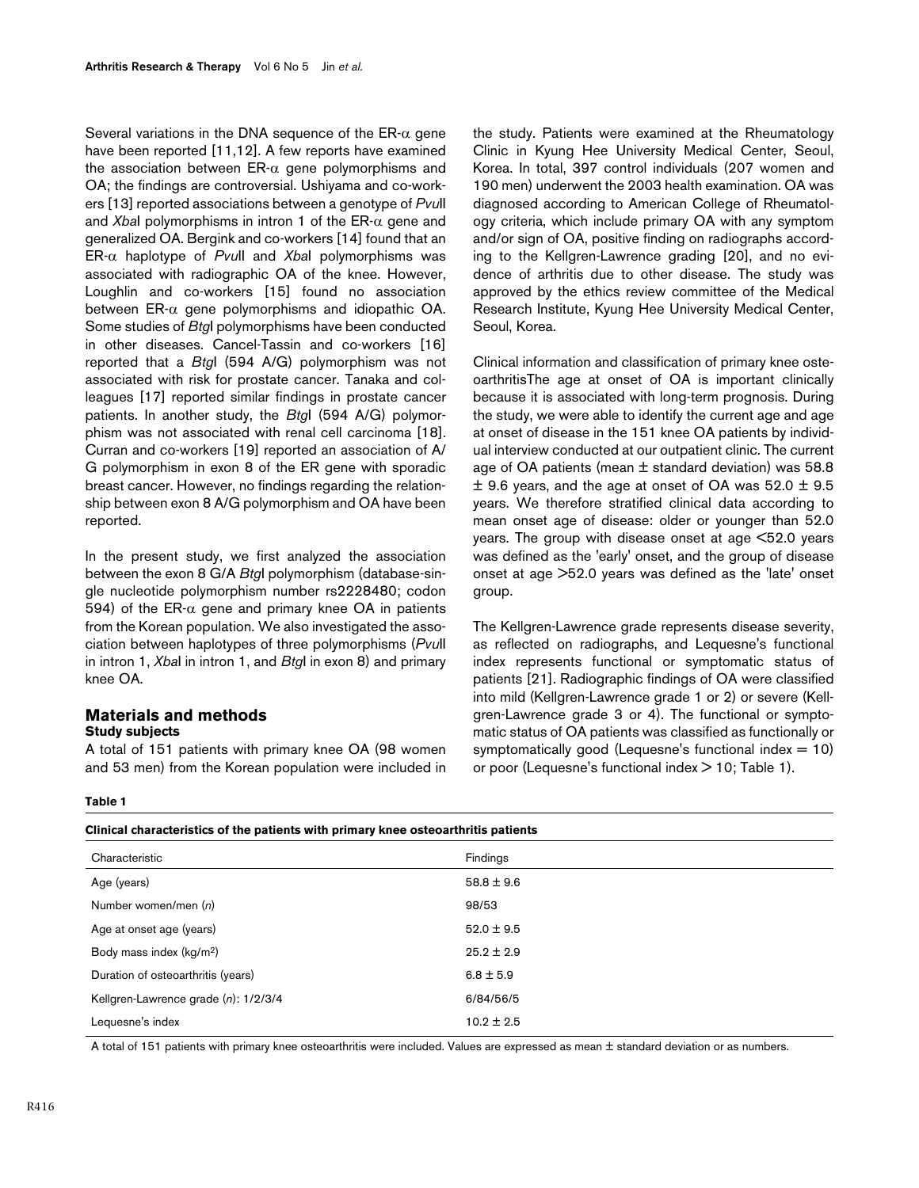Several variations in the DNA sequence of the ER-α gene have been reported [11,12]. A few reports have examined the association between ER-α gene polymorphisms and OA; the findings are controversial. Ushiyama and co-workers [13] reported associations between a genotype of *Pvu*II and *Xba*I polymorphisms in intron 1 of the ER-α gene and generalized OA. Bergink and co-workers [14] found that an ER-α haplotype of *Pvu*II and *Xba*I polymorphisms was associated with radiographic OA of the knee. However, Loughlin and co-workers [15] found no association between ER-α gene polymorphisms and idiopathic OA. Some studies of *Btg*I polymorphisms have been conducted in other diseases. Cancel-Tassin and co-workers [16] reported that a *Btg*I (594 A/G) polymorphism was not associated with risk for prostate cancer. Tanaka and colleagues [17] reported similar findings in prostate cancer patients. In another study, the *Btg*I (594 A/G) polymorphism was not associated with renal cell carcinoma [18]. Curran and co-workers [19] reported an association of A/G polymorphism in exon 8 of the ER gene with sporadic breast cancer. However, no findings regarding the relationship between exon 8 A/G polymorphism and OA have been reported.

In the present study, we first analyzed the association between the exon 8 G/A *Btg*I polymorphism (database-single nucleotide polymorphism number rs2228480; codon 594) of the ER-α gene and primary knee OA in patients from the Korean population. We also investigated the association between haplotypes of three polymorphisms (*Pvu*II in intron 1, *Xba*I in intron 1, and *Btg*I in exon 8) and primary knee OA.

## Materials and methods

### Study subjects

A total of 151 patients with primary knee OA (98 women and 53 men) from the Korean population were included in the study. Patients were examined at the Rheumatology Clinic in Kyung Hee University Medical Center, Seoul, Korea. In total, 397 control individuals (207 women and 190 men) underwent the 2003 health examination. OA was diagnosed according to American College of Rheumatology criteria, which include primary OA with any symptom and/or sign of OA, positive finding on radiographs according to the Kellgren-Lawrence grading [20], and no evidence of arthritis due to other disease. The study was approved by the ethics review committee of the Medical Research Institute, Kyung Hee University Medical Center, Seoul, Korea.

Clinical information and classification of primary knee osteoarthritisThe age at onset of OA is important clinically because it is associated with long-term prognosis. During the study, we were able to identify the current age and age at onset of disease in the 151 knee OA patients by individual interview conducted at our outpatient clinic. The current age of OA patients (mean ± standard deviation) was 58.8 ± 9.6 years, and the age at onset of OA was 52.0 ± 9.5 years. We therefore stratified clinical data according to mean onset age of disease: older or younger than 52.0 years. The group with disease onset at age <52.0 years was defined as the 'early' onset, and the group of disease onset at age >52.0 years was defined as the 'late' onset group.

The Kellgren-Lawrence grade represents disease severity, as reflected on radiographs, and Lequesne's functional index represents functional or symptomatic status of patients [21]. Radiographic findings of OA were classified into mild (Kellgren-Lawrence grade 1 or 2) or severe (Kellgren-Lawrence grade 3 or 4). The functional or symptomatic status of OA patients was classified as functionally or symptomatically good (Lequesne's functional index = 10) or poor (Lequesne's functional index > 10; Table 1).

**Table 1**

**Clinical characteristics of the patients with primary knee osteoarthritis patients**

| Characteristic | Findings |
|---|---|
| Age (years) | 58.8 ± 9.6 |
| Number women/men (*n*) | 98/53 |
| Age at onset age (years) | 52.0 ± 9.5 |
| Body mass index (kg/m$^2$) | 25.2 ± 2.9 |
| Duration of osteoarthritis (years) | 6.8 ± 5.9 |
| Kellgren-Lawrence grade (*n*): 1/2/3/4 | 6/84/56/5 |
| Lequesne's index | 10.2 ± 2.5 |

A total of 151 patients with primary knee osteoarthritis were included. Values are expressed as mean ± standard deviation or as numbers.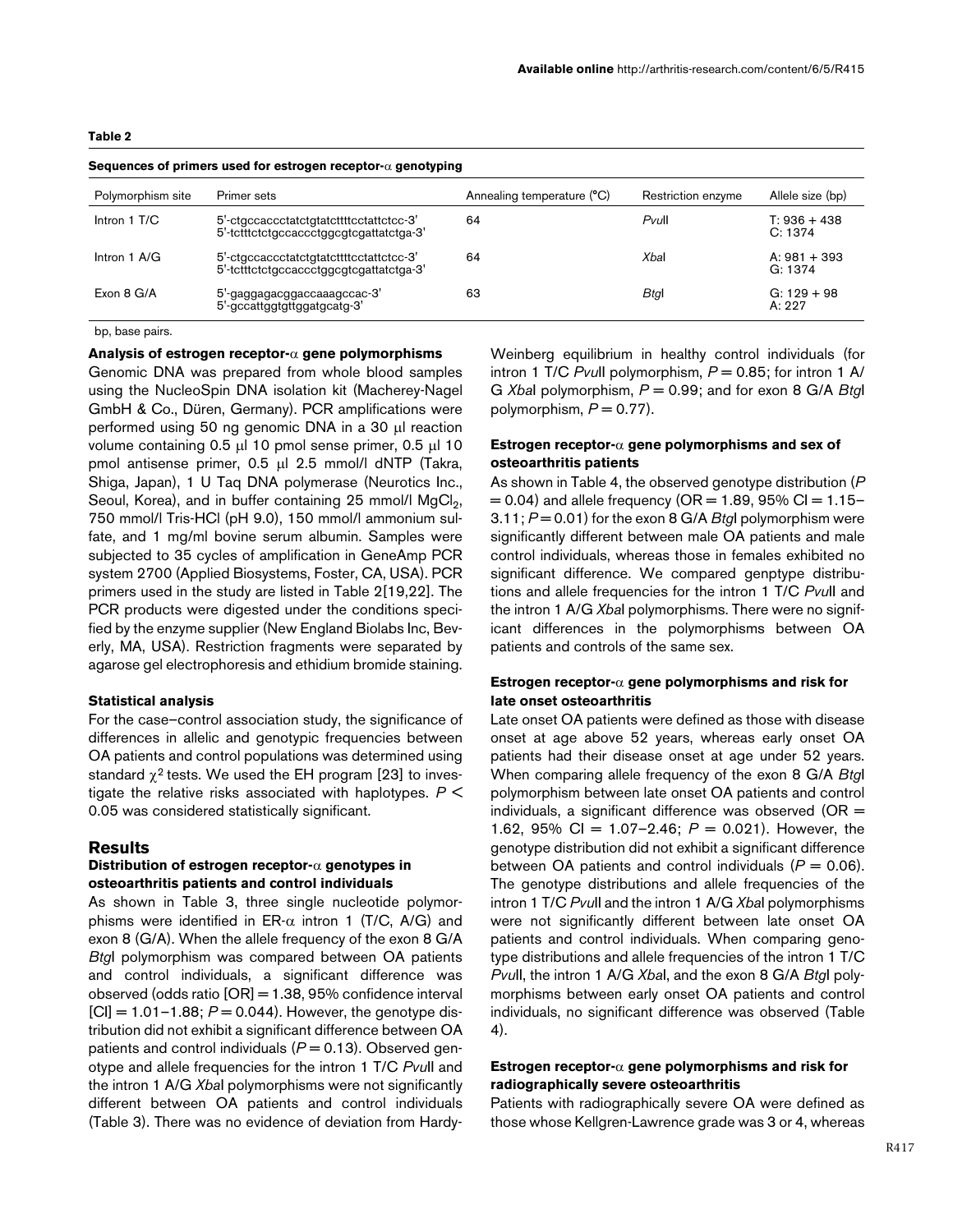**Table 2**

**Sequences of primers used for estrogen receptor-α genotyping**

| Polymorphism site | Primer sets | Annealing temperature (°C) | Restriction enzyme | Allele size (bp) |
|---|---|---|---|---|
| Intron 1 T/C | 5'-ctgccaccctatctgtatcttttcctattctcc-3'<br>5'-tctttctctgccaccctggcgtcgattatctga-3' | 64 | *Pvu*II | T: 936 + 438<br>C: 1374 |
| Intron 1 A/G | 5'-ctgccaccctatctgtatcttttcctattctcc-3'<br>5'-tctttctctgccaccctggcgtcgattatctga-3' | 64 | *Xba*I | A: 981 + 393<br>G: 1374 |
| Exon 8 G/A | 5'-gaggagacggaccaaagccac-3'<br>5'-gccattggtgttggatgcatg-3' | 63 | *Btg*I | G: 129 + 98<br>A: 227 |

bp, base pairs.

### Analysis of estrogen receptor-α gene polymorphisms

Genomic DNA was prepared from whole blood samples using the NucleoSpin DNA isolation kit (Macherey-Nagel GmbH & Co., Düren, Germany). PCR amplifications were performed using 50 ng genomic DNA in a 30 μl reaction volume containing 0.5 μl 10 pmol sense primer, 0.5 μl 10 pmol antisense primer, 0.5 μl 2.5 mmol/l dNTP (Takra, Shiga, Japan), 1 U Taq DNA polymerase (Neurotics Inc., Seoul, Korea), and in buffer containing 25 mmol/l $MgCl_2$, 750 mmol/l Tris-HCl (pH 9.0), 150 mmol/l ammonium sulfate, and 1 mg/ml bovine serum albumin. Samples were subjected to 35 cycles of amplification in GeneAmp PCR system 2700 (Applied Biosystems, Foster, CA, USA). PCR primers used in the study are listed in Table 2[19,22]. The PCR products were digested under the conditions specified by the enzyme supplier (New England Biolabs Inc, Beverly, MA, USA). Restriction fragments were separated by agarose gel electrophoresis and ethidium bromide staining.

### Statistical analysis

For the case–control association study, the significance of differences in allelic and genotypic frequencies between OA patients and control populations was determined using standard $\chi^2$ tests. We used the EH program [23] to investigate the relative risks associated with haplotypes. $P < 0.05$ was considered statistically significant.

## Results

### Distribution of estrogen receptor-α genotypes in osteoarthritis patients and control individuals

As shown in Table 3, three single nucleotide polymorphisms were identified in ER-α intron 1 (T/C, A/G) and exon 8 (G/A). When the allele frequency of the exon 8 G/A *Btg*I polymorphism was compared between OA patients and control individuals, a significant difference was observed (odds ratio [OR] = 1.38, 95% confidence interval [CI] = 1.01–1.88; $P = 0.044$). However, the genotype distribution did not exhibit a significant difference between OA patients and control individuals ($P = 0.13$). Observed genotype and allele frequencies for the intron 1 T/C *Pvu*II and the intron 1 A/G *Xba*I polymorphisms were not significantly different between OA patients and control individuals (Table 3). There was no evidence of deviation from Hardy-Weinberg equilibrium in healthy control individuals (for intron 1 T/C *Pvu*II polymorphism, $P = 0.85$; for intron 1 A/G *Xba*I polymorphism, $P = 0.99$; and for exon 8 G/A *Btg*I polymorphism, $P = 0.77$).

### Estrogen receptor-α gene polymorphisms and sex of osteoarthritis patients

As shown in Table 4, the observed genotype distribution ($P = 0.04$) and allele frequency (OR = 1.89, 95% CI = 1.15–3.11; $P = 0.01$) for the exon 8 G/A *Btg*I polymorphism were significantly different between male OA patients and male control individuals, whereas those in females exhibited no significant difference. We compared genptype distributions and allele frequencies for the intron 1 T/C *Pvu*II and the intron 1 A/G *Xba*I polymorphisms. There were no significant differences in the polymorphisms between OA patients and controls of the same sex.

### Estrogen receptor-α gene polymorphisms and risk for late onset osteoarthritis

Late onset OA patients were defined as those with disease onset at age above 52 years, whereas early onset OA patients had their disease onset at age under 52 years. When comparing allele frequency of the exon 8 G/A *Btg*I polymorphism between late onset OA patients and control individuals, a significant difference was observed (OR = 1.62, 95% CI = 1.07–2.46; $P = 0.021$). However, the genotype distribution did not exhibit a significant difference between OA patients and control individuals ($P = 0.06$). The genotype distributions and allele frequencies of the intron 1 T/C *Pvu*II and the intron 1 A/G *Xba*I polymorphisms were not significantly different between late onset OA patients and control individuals. When comparing genotype distributions and allele frequencies of the intron 1 T/C *Pvu*II, the intron 1 A/G *Xba*I, and the exon 8 G/A *Btg*I polymorphisms between early onset OA patients and control individuals, no significant difference was observed (Table 4).

### Estrogen receptor-α gene polymorphisms and risk for radiographically severe osteoarthritis

Patients with radiographically severe OA were defined as those whose Kellgren-Lawrence grade was 3 or 4, whereas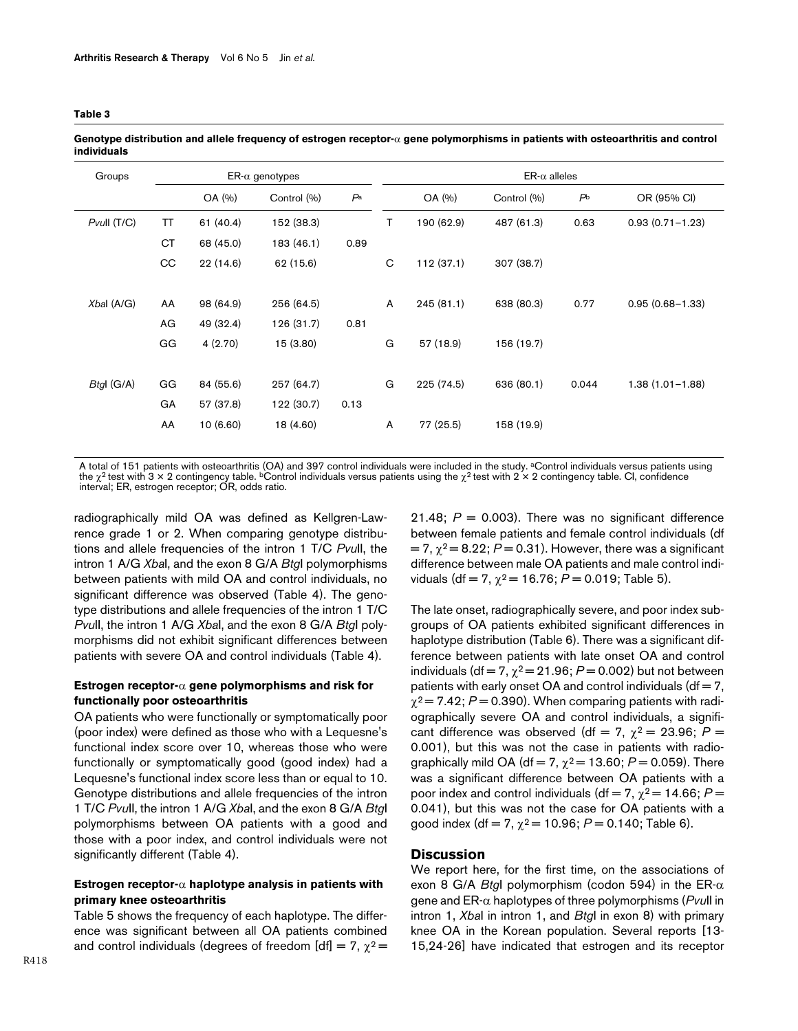**Table 3**

**Genotype distribution and allele frequency of estrogen receptor-α gene polymorphisms in patients with osteoarthritis and control individuals**

| Groups | ER-α genotypes | | | | ER-α alleles | | | | |
|---|---|---|---|---|---|---|---|---|---|
| | | OA (%) | Control (%) | $P^a$ | | OA (%) | Control (%) | $P^b$ | OR (95% CI) |
| *Pvu*II (T/C) | TT | 61 (40.4) | 152 (38.3) | | T | 190 (62.9) | 487 (61.3) | 0.63 | 0.93 (0.71–1.23) |
| | CT | 68 (45.0) | 183 (46.1) | 0.89 | | | | | |
| | CC | 22 (14.6) | 62 (15.6) | | C | 112 (37.1) | 307 (38.7) | | |
| *Xba*I (A/G) | AA | 98 (64.9) | 256 (64.5) | | A | 245 (81.1) | 638 (80.3) | 0.77 | 0.95 (0.68–1.33) |
| | AG | 49 (32.4) | 126 (31.7) | 0.81 | | | | | |
| | GG | 4 (2.70) | 15 (3.80) | | G | 57 (18.9) | 156 (19.7) | | |
| *Btg*I (G/A) | GG | 84 (55.6) | 257 (64.7) | | G | 225 (74.5) | 636 (80.1) | 0.044 | 1.38 (1.01–1.88) |
| | GA | 57 (37.8) | 122 (30.7) | 0.13 | | | | | |
| | AA | 10 (6.60) | 18 (4.60) | | A | 77 (25.5) | 158 (19.9) | | |

A total of 151 patients with osteoarthritis (OA) and 397 control individuals were included in the study. [a]Control individuals versus patients using the $\chi^2$ test with 3 × 2 contingency table. [b]Control individuals versus patients using the $\chi^2$ test with 2 × 2 contingency table. CI, confidence interval; ER, estrogen receptor; OR, odds ratio.

radiographically mild OA was defined as Kellgren-Lawrence grade 1 or 2. When comparing genotype distributions and allele frequencies of the intron 1 T/C *Pvu*II, the intron 1 A/G *Xba*I, and the exon 8 G/A *Btg*I polymorphisms between patients with mild OA and control individuals, no significant difference was observed (Table 4). The genotype distributions and allele frequencies of the intron 1 T/C *Pvu*II, the intron 1 A/G *Xba*I, and the exon 8 G/A *Btg*I polymorphisms did not exhibit significant differences between patients with severe OA and control individuals (Table 4).

### Estrogen receptor-α gene polymorphisms and risk for functionally poor osteoarthritis

OA patients who were functionally or symptomatically poor (poor index) were defined as those who with a Lequesne's functional index score over 10, whereas those who were functionally or symptomatically good (good index) had a Lequesne's functional index score less than or equal to 10. Genotype distributions and allele frequencies of the intron 1 T/C *Pvu*II, the intron 1 A/G *Xba*I, and the exon 8 G/A *Btg*I polymorphisms between OA patients with a good and those with a poor index, and control individuals were not significantly different (Table 4).

### Estrogen receptor-α haplotype analysis in patients with primary knee osteoarthritis

Table 5 shows the frequency of each haplotype. The difference was significant between all OA patients combined and control individuals (degrees of freedom [df] = 7, $\chi^2$ = 21.48; $P$ = 0.003). There was no significant difference between female patients and female control individuals (df = 7, $\chi^2$ = 8.22; $P$ = 0.31). However, there was a significant difference between male OA patients and male control individuals (df = 7, $\chi^2$ = 16.76; $P$ = 0.019; Table 5).

The late onset, radiographically severe, and poor index subgroups of OA patients exhibited significant differences in haplotype distribution (Table 6). There was a significant difference between patients with late onset OA and control individuals (df = 7, $\chi^2$ = 21.96; $P$ = 0.002) but not between patients with early onset OA and control individuals (df = 7, $\chi^2$ = 7.42; $P$ = 0.390). When comparing patients with radiographically severe OA and control individuals, a significant difference was observed (df = 7, $\chi^2$ = 23.96; $P$ = 0.001), but this was not the case in patients with radiographically mild OA (df = 7, $\chi^2$ = 13.60; $P$ = 0.059). There was a significant difference between OA patients with a poor index and control individuals (df = 7, $\chi^2$ = 14.66; $P$ = 0.041), but this was not the case for OA patients with a good index (df = 7, $\chi^2$ = 10.96; $P$ = 0.140; Table 6).

## Discussion

We report here, for the first time, on the associations of exon 8 G/A *Btg*I polymorphism (codon 594) in the ER-α gene and ER-α haplotypes of three polymorphisms (*Pvu*II in intron 1, *Xba*I in intron 1, and *Btg*I in exon 8) with primary knee OA in the Korean population. Several reports [13-15,24-26] have indicated that estrogen and its receptor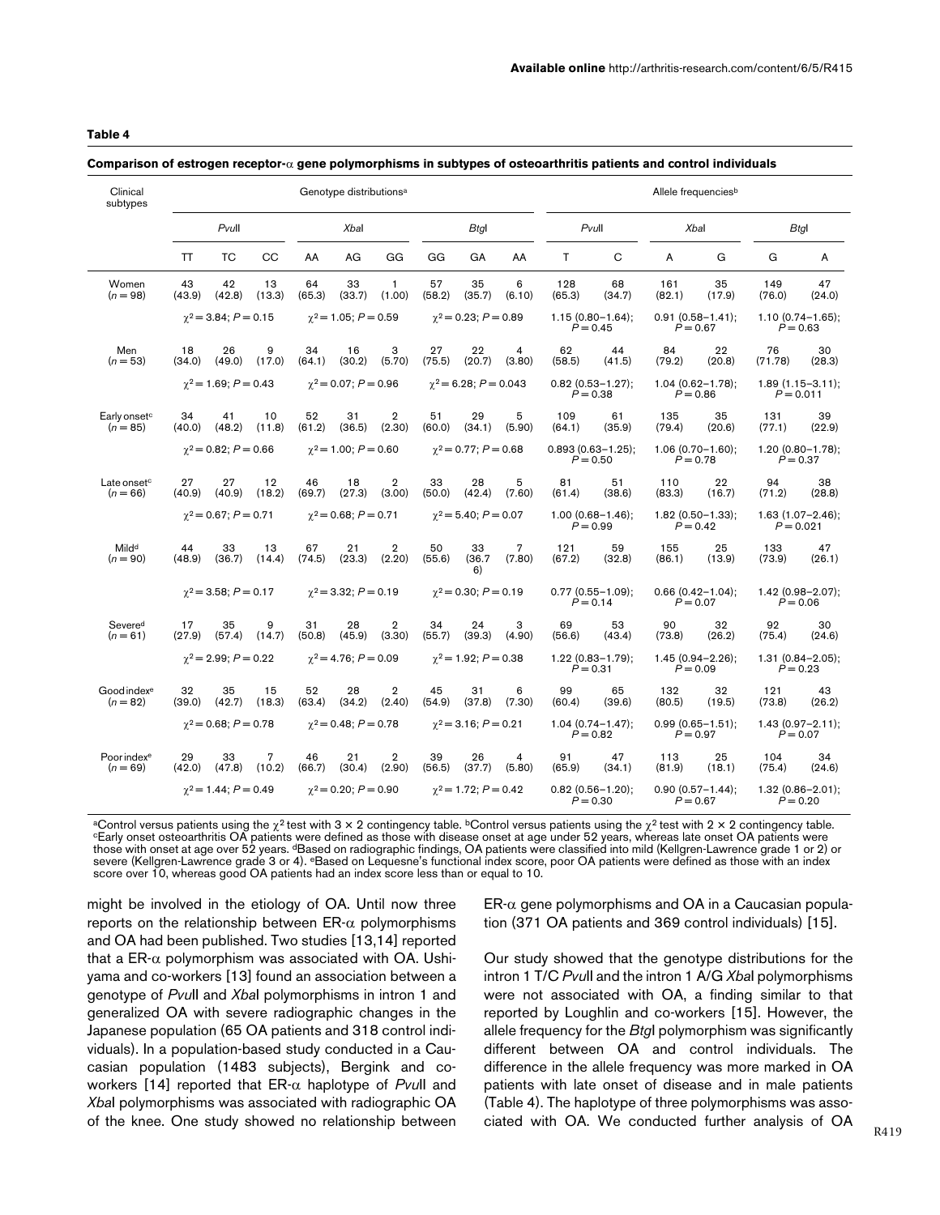**Table 4**

**Comparison of estrogen receptor-α gene polymorphisms in subtypes of osteoarthritis patients and control individuals**

| Clinical subtypes | Genotype distributions[a] | | | | | | | | | Allele frequencies[b] | | | | | |
|---|---|---|---|---|---|---|---|---|---|---|---|---|---|---|---|
| | *Pvu*II | | | *Xba*I | | | *Btg*I | | | *Pvu*II | | *Xba*I | | *Btg*I | |
| | TT | TC | CC | AA | AG | GG | GG | GA | AA | T | C | A | G | G | A |
| Women ($n = 98$) | 43 (43.9) | 42 (42.8) | 13 (13.3) | 64 (65.3) | 33 (33.7) | 1 (1.00) | 57 (58.2) | 35 (35.7) | 6 (6.10) | 128 (65.3) | 68 (34.7) | 161 (82.1) | 35 (17.9) | 149 (76.0) | 47 (24.0) |
| | $\chi^2 = 3.84$; $P = 0.15$ | | | $\chi^2 = 1.05$; $P = 0.59$ | | | $\chi^2 = 0.23$; $P = 0.89$ | | | 1.15 (0.80–1.64); $P = 0.45$ | | 0.91 (0.58–1.41); $P = 0.67$ | | 1.10 (0.74–1.65); $P = 0.63$ | |
| Men ($n = 53$) | 18 (34.0) | 26 (49.0) | 9 (17.0) | 34 (64.1) | 16 (30.2) | 3 (5.70) | 27 (75.5) | 22 (20.7) | 4 (3.80) | 62 (58.5) | 44 (41.5) | 84 (79.2) | 22 (20.8) | 76 (71.78) | 30 (28.3) |
| | $\chi^2 = 1.69$; $P = 0.43$ | | | $\chi^2 = 0.07$; $P = 0.96$ | | | $\chi^2 = 6.28$; $P = 0.043$ | | | 0.82 (0.53–1.27); $P = 0.38$ | | 1.04 (0.62–1.78); $P = 0.86$ | | 1.89 (1.15–3.11); $P = 0.011$ | |
| Early onset[c] ($n = 85$) | 34 (40.0) | 41 (48.2) | 10 (11.8) | 52 (61.2) | 31 (36.5) | 2 (2.30) | 51 (60.0) | 29 (34.1) | 5 (5.90) | 109 (64.1) | 61 (35.9) | 135 (79.4) | 35 (20.6) | 131 (77.1) | 39 (22.9) |
| | $\chi^2 = 0.82$; $P = 0.66$ | | | $\chi^2 = 1.00$; $P = 0.60$ | | | $\chi^2 = 0.77$; $P = 0.68$ | | | 0.893 (0.63–1.25); $P = 0.50$ | | 1.06 (0.70–1.60); $P = 0.78$ | | 1.20 (0.80–1.78); $P = 0.37$ | |
| Late onset[c] ($n = 66$) | 27 (40.9) | 27 (40.9) | 12 (18.2) | 46 (69.7) | 18 (27.3) | 2 (3.00) | 33 (50.0) | 28 (42.4) | 5 (7.60) | 81 (61.4) | 51 (38.6) | 110 (83.3) | 22 (16.7) | 94 (71.2) | 38 (28.8) |
| | $\chi^2 = 0.67$; $P = 0.71$ | | | $\chi^2 = 0.68$; $P = 0.71$ | | | $\chi^2 = 5.40$; $P = 0.07$ | | | 1.00 (0.68–1.46); $P = 0.99$ | | 1.82 (0.50–1.33); $P = 0.42$ | | 1.63 (1.07–2.46); $P = 0.021$ | |
| Mild[d] ($n = 90$) | 44 (48.9) | 33 (36.7) | 13 (14.4) | 67 (74.5) | 21 (23.3) | 2 (2.20) | 50 (55.6) | 33 (36.7 6) | 7 (7.80) | 121 (67.2) | 59 (32.8) | 155 (86.1) | 25 (13.9) | 133 (73.9) | 47 (26.1) |
| | $\chi^2 = 3.58$; $P = 0.17$ | | | $\chi^2 = 3.32$; $P = 0.19$ | | | $\chi^2 = 0.30$; $P = 0.19$ | | | 0.77 (0.55–1.09); $P = 0.14$ | | 0.66 (0.42–1.04); $P = 0.07$ | | 1.42 (0.98–2.07); $P = 0.06$ | |
| Severe[d] ($n = 61$) | 17 (27.9) | 35 (57.4) | 9 (14.7) | 31 (50.8) | 28 (45.9) | 2 (3.30) | 34 (55.7) | 24 (39.3) | 3 (4.90) | 69 (56.6) | 53 (43.4) | 90 (73.8) | 32 (26.2) | 92 (75.4) | 30 (24.6) |
| | $\chi^2 = 2.99$; $P = 0.22$ | | | $\chi^2 = 4.76$; $P = 0.09$ | | | $\chi^2 = 1.92$; $P = 0.38$ | | | 1.22 (0.83–1.79); $P = 0.31$ | | 1.45 (0.94–2.26); $P = 0.09$ | | 1.31 (0.84–2.05); $P = 0.23$ | |
| Good index[e] ($n = 82$) | 32 (39.0) | 35 (42.7) | 15 (18.3) | 52 (63.4) | 28 (34.2) | 2 (2.40) | 45 (54.9) | 31 (37.8) | 6 (7.30) | 99 (60.4) | 65 (39.6) | 132 (80.5) | 32 (19.5) | 121 (73.8) | 43 (26.2) |
| | $\chi^2 = 0.68$; $P = 0.78$ | | | $\chi^2 = 0.48$; $P = 0.78$ | | | $\chi^2 = 3.16$; $P = 0.21$ | | | 1.04 (0.74–1.47); $P = 0.82$ | | 0.99 (0.65–1.51); $P = 0.97$ | | 1.43 (0.97–2.11); $P = 0.07$ | |
| Poor index[e] ($n = 69$) | 29 (42.0) | 33 (47.8) | 7 (10.2) | 46 (66.7) | 21 (30.4) | 2 (2.90) | 39 (56.5) | 26 (37.7) | 4 (5.80) | 91 (65.9) | 47 (34.1) | 113 (81.9) | 25 (18.1) | 104 (75.4) | 34 (24.6) |
| | $\chi^2 = 1.44$; $P = 0.49$ | | | $\chi^2 = 0.20$; $P = 0.90$ | | | $\chi^2 = 1.72$; $P = 0.42$ | | | 0.82 (0.56–1.20); $P = 0.30$ | | 0.90 (0.57–1.44); $P = 0.67$ | | 1.32 (0.86–2.01); $P = 0.20$ | |

[a]Control versus patients using the $\chi^2$ test with 3 × 2 contingency table. [b]Control versus patients using the $\chi^2$ test with 2 × 2 contingency table. [c]Early onset osteoarthritis OA patients were defined as those with disease onset at age under 52 years, whereas late onset OA patients were those with onset at age over 52 years. [d]Based on radiographic findings, OA patients were classified into mild (Kellgren-Lawrence grade 1 or 2) or severe (Kellgren-Lawrence grade 3 or 4). [e]Based on Lequesne's functional index score, poor OA patients were defined as those with an index score over 10, whereas good OA patients had an index score less than or equal to 10.

might be involved in the etiology of OA. Until now three reports on the relationship between ER-α polymorphisms and OA had been published. Two studies [13,14] reported that a ER-α polymorphism was associated with OA. Ushiyama and co-workers [13] found an association between a genotype of *Pvu*II and *Xba*I polymorphisms in intron 1 and generalized OA with severe radiographic changes in the Japanese population (65 OA patients and 318 control individuals). In a population-based study conducted in a Caucasian population (1483 subjects), Bergink and co-workers [14] reported that ER-α haplotype of *Pvu*II and *Xba*I polymorphisms was associated with radiographic OA of the knee. One study showed no relationship between ER-α gene polymorphisms and OA in a Caucasian population (371 OA patients and 369 control individuals) [15].

Our study showed that the genotype distributions for the intron 1 T/C *Pvu*II and the intron 1 A/G *Xba*I polymorphisms were not associated with OA, a finding similar to that reported by Loughlin and co-workers [15]. However, the allele frequency for the *Btg*I polymorphism was significantly different between OA and control individuals. The difference in the allele frequency was more marked in OA patients with late onset of disease and in male patients (Table 4). The haplotype of three polymorphisms was associated with OA. We conducted further analysis of OA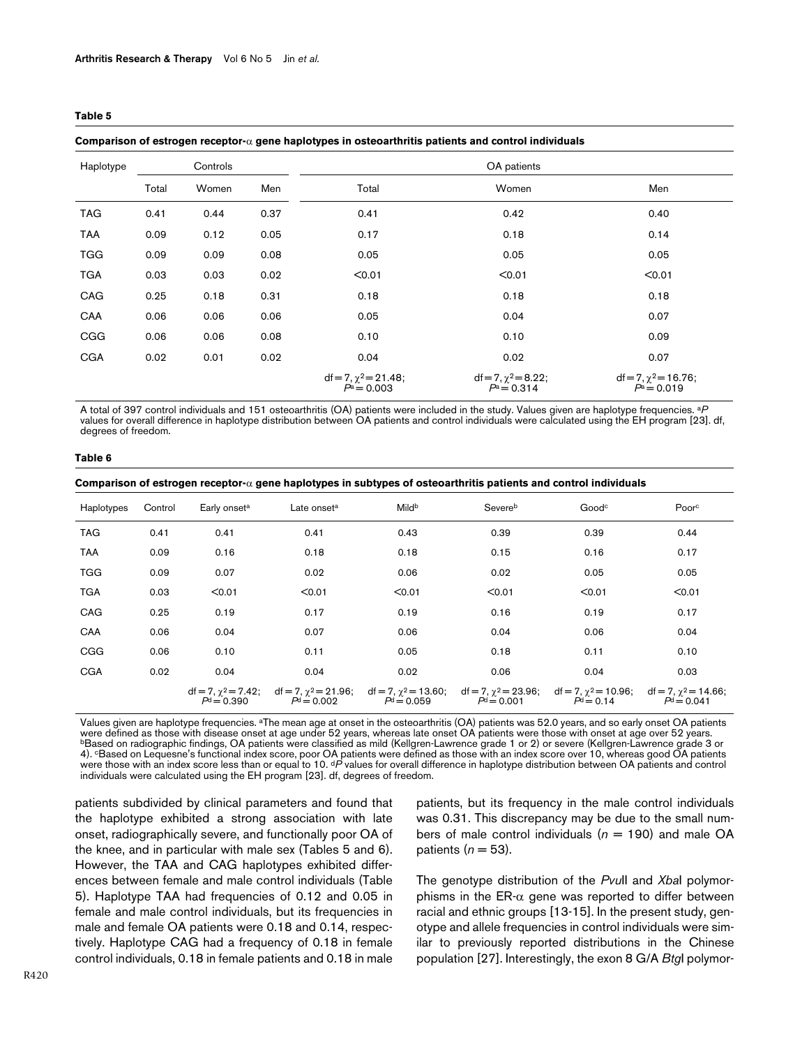**Table 5**

**Comparison of estrogen receptor-α gene haplotypes in osteoarthritis patients and control individuals**

| Haplotype | Controls | | | OA patients | | |
|---|---|---|---|---|---|---|
| | Total | Women | Men | Total | Women | Men |
| TAG | 0.41 | 0.44 | 0.37 | 0.41 | 0.42 | 0.40 |
| TAA | 0.09 | 0.12 | 0.05 | 0.17 | 0.18 | 0.14 |
| TGG | 0.09 | 0.09 | 0.08 | 0.05 | 0.05 | 0.05 |
| TGA | 0.03 | 0.03 | 0.02 | <0.01 | <0.01 | <0.01 |
| CAG | 0.25 | 0.18 | 0.31 | 0.18 | 0.18 | 0.18 |
| CAA | 0.06 | 0.06 | 0.06 | 0.05 | 0.04 | 0.07 |
| CGG | 0.06 | 0.06 | 0.08 | 0.10 | 0.10 | 0.09 |
| CGA | 0.02 | 0.01 | 0.02 | 0.04 | 0.02 | 0.07 |
| | | | | df = 7, $\chi^2$ = 21.48; $P^a$ = 0.003 | df = 7, $\chi^2$ = 8.22; $P^a$ = 0.314 | df = 7, $\chi^2$ = 16.76; $P^a$ = 0.019 |

A total of 397 control individuals and 151 osteoarthritis (OA) patients were included in the study. Values given are haplotype frequencies. [a]*P* values for overall difference in haplotype distribution between OA patients and control individuals were calculated using the EH program [23]. df, degrees of freedom.

**Table 6**

**Comparison of estrogen receptor-α gene haplotypes in subtypes of osteoarthritis patients and control individuals**

| Haplotypes | Control | Early onset[a] | Late onset[a] | Mild[b] | Severe[b] | Good[c] | Poor[c] |
|---|---|---|---|---|---|---|---|
| TAG | 0.41 | 0.41 | 0.41 | 0.43 | 0.39 | 0.39 | 0.44 |
| TAA | 0.09 | 0.16 | 0.18 | 0.18 | 0.15 | 0.16 | 0.17 |
| TGG | 0.09 | 0.07 | 0.02 | 0.06 | 0.02 | 0.05 | 0.05 |
| TGA | 0.03 | <0.01 | <0.01 | <0.01 | <0.01 | <0.01 | <0.01 |
| CAG | 0.25 | 0.19 | 0.17 | 0.19 | 0.16 | 0.19 | 0.17 |
| CAA | 0.06 | 0.04 | 0.07 | 0.06 | 0.04 | 0.06 | 0.04 |
| CGG | 0.06 | 0.10 | 0.11 | 0.05 | 0.18 | 0.11 | 0.10 |
| CGA | 0.02 | 0.04 | 0.04 | 0.02 | 0.06 | 0.04 | 0.03 |
| | | df = 7, $\chi^2$ = 7.42; $P^d$ = 0.390 | df = 7, $\chi^2$ = 21.96; $P^d$ = 0.002 | df = 7, $\chi^2$ = 13.60; $P^d$ = 0.059 | df = 7, $\chi^2$ = 23.96; $P^d$ = 0.001 | df = 7, $\chi^2$ = 10.96; $P^d$ = 0.14 | df = 7, $\chi^2$ = 14.66; $P^d$ = 0.041 |

Values given are haplotype frequencies. [a]The mean age at onset in the osteoarthritis (OA) patients was 52.0 years, and so early onset OA patients were defined as those with disease onset at age under 52 years, whereas late onset OA patients were those with onset at age over 52 years. [b]Based on radiographic findings, OA patients were classified as mild (Kellgren-Lawrence grade 1 or 2) or severe (Kellgren-Lawrence grade 3 or 4). [c]Based on Lequesne's functional index score, poor OA patients were defined as those with an index score over 10, whereas good OA patients were those with an index score less than or equal to 10. [d]*P* values for overall difference in haplotype distribution between OA patients and control individuals were calculated using the EH program [23]. df, degrees of freedom.

patients subdivided by clinical parameters and found that the haplotype exhibited a strong association with late onset, radiographically severe, and functionally poor OA of the knee, and in particular with male sex (Tables 5 and 6). However, the TAA and CAG haplotypes exhibited differences between female and male control individuals (Table 5). Haplotype TAA had frequencies of 0.12 and 0.05 in female and male control individuals, but its frequencies in male and female OA patients were 0.18 and 0.14, respectively. Haplotype CAG had a frequency of 0.18 in female control individuals, 0.18 in female patients and 0.18 in male patients, but its frequency in the male control individuals was 0.31. This discrepancy may be due to the small numbers of male control individuals ($n$ = 190) and male OA patients ($n$ = 53).

The genotype distribution of the *Pvu*II and *Xba*I polymorphisms in the ER-α gene was reported to differ between racial and ethnic groups [13-15]. In the present study, genotype and allele frequencies in control individuals were similar to previously reported distributions in the Chinese population [27]. Interestingly, the exon 8 G/A *Btg*I polymor-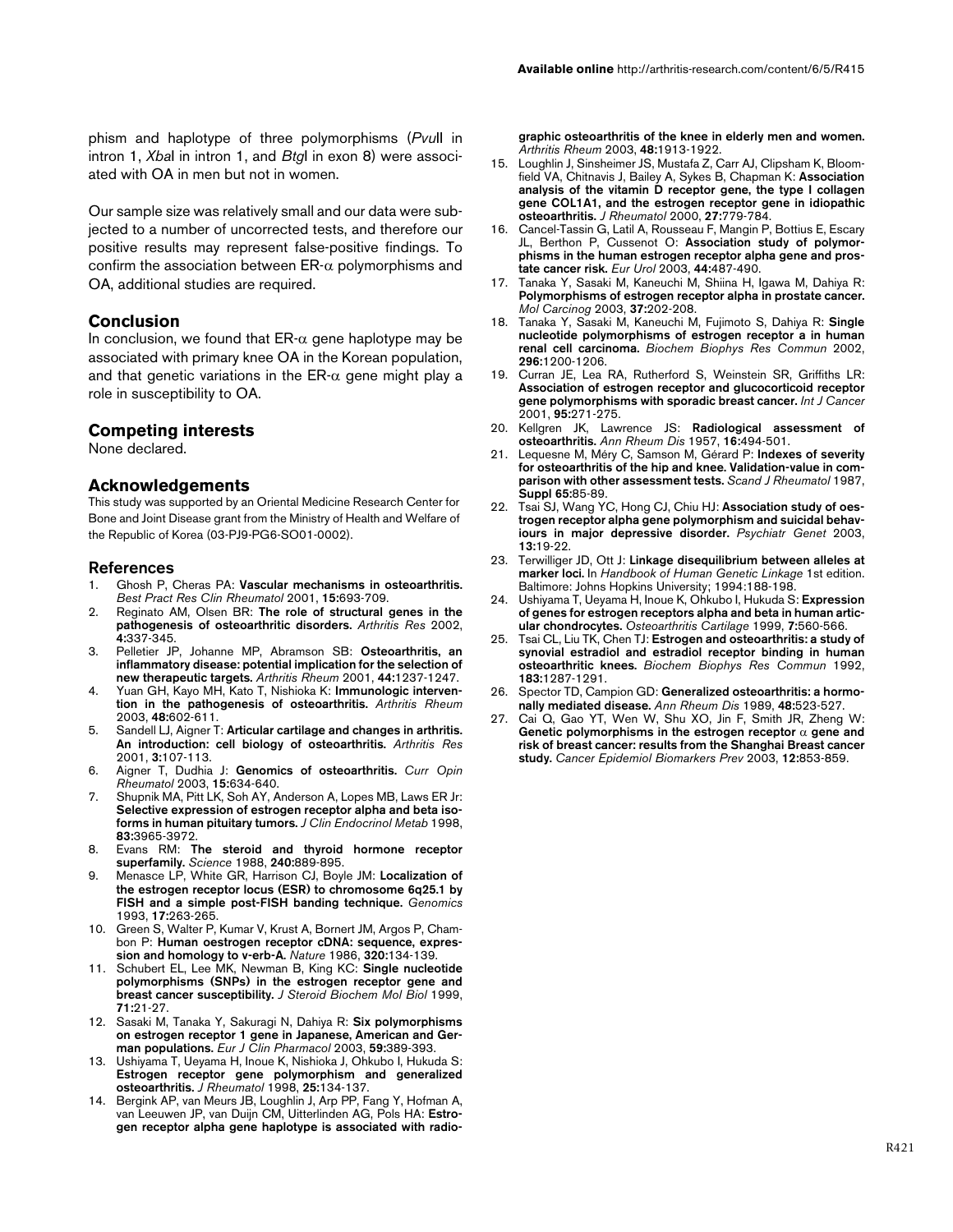phism and haplotype of three polymorphisms (*Pvu*II in intron 1, *Xba*I in intron 1, and *Btg*I in exon 8) were associated with OA in men but not in women.

Our sample size was relatively small and our data were subjected to a number of uncorrected tests, and therefore our positive results may represent false-positive findings. To confirm the association between ER-$\alpha$ polymorphisms and OA, additional studies are required.

## Conclusion

In conclusion, we found that ER-$\alpha$ gene haplotype may be associated with primary knee OA in the Korean population, and that genetic variations in the ER-$\alpha$ gene might play a role in susceptibility to OA.

## Competing interests

None declared.

## Acknowledgements

This study was supported by an Oriental Medicine Research Center for Bone and Joint Disease grant from the Ministry of Health and Welfare of the Republic of Korea (03-PJ9-PG6-SO01-0002).

## References

1. Ghosh P, Cheras PA: **Vascular mechanisms in osteoarthritis.** *Best Pract Res Clin Rheumatol* 2001, **15:**693-709.
2. Reginato AM, Olsen BR: **The role of structural genes in the pathogenesis of osteoarthritic disorders.** *Arthritis Res* 2002, **4:**337-345.
3. Pelletier JP, Johanne MP, Abramson SB: **Osteoarthritis, an inflammatory disease: potential implication for the selection of new therapeutic targets.** *Arthritis Rheum* 2001, **44:**1237-1247.
4. Yuan GH, Kayo MH, Kato T, Nishioka K: **Immunologic intervention in the pathogenesis of osteoarthritis.** *Arthritis Rheum* 2003, **48:**602-611.
5. Sandell LJ, Aigner T: **Articular cartilage and changes in arthritis. An introduction: cell biology of osteoarthritis.** *Arthritis Res* 2001, **3:**107-113.
6. Aigner T, Dudhia J: **Genomics of osteoarthritis.** *Curr Opin Rheumatol* 2003, **15:**634-640.
7. Shupnik MA, Pitt LK, Soh AY, Anderson A, Lopes MB, Laws ER Jr: **Selective expression of estrogen receptor alpha and beta isoforms in human pituitary tumors.** *J Clin Endocrinol Metab* 1998, **83:**3965-3972.
8. Evans RM: **The steroid and thyroid hormone receptor superfamily.** *Science* 1988, **240:**889-895.
9. Menasce LP, White GR, Harrison CJ, Boyle JM: **Localization of the estrogen receptor locus (ESR) to chromosome 6q25.1 by FISH and a simple post-FISH banding technique.** *Genomics* 1993, **17:**263-265.
10. Green S, Walter P, Kumar V, Krust A, Bornert JM, Argos P, Chambon P: **Human oestrogen receptor cDNA: sequence, expression and homology to v-erb-A.** *Nature* 1986, **320:**134-139.
11. Schubert EL, Lee MK, Newman B, King KC: **Single nucleotide polymorphisms (SNPs) in the estrogen receptor gene and breast cancer susceptibility.** *J Steroid Biochem Mol Biol* 1999, **71:**21-27.
12. Sasaki M, Tanaka Y, Sakuragi N, Dahiya R: **Six polymorphisms on estrogen receptor 1 gene in Japanese, American and German populations.** *Eur J Clin Pharmacol* 2003, **59:**389-393.
13. Ushiyama T, Ueyama H, Inoue K, Nishioka J, Ohkubo I, Hukuda S: **Estrogen receptor gene polymorphism and generalized osteoarthritis.** *J Rheumatol* 1998, **25:**134-137.
14. Bergink AP, van Meurs JB, Loughlin J, Arp PP, Fang Y, Hofman A, van Leeuwen JP, van Duijn CM, Uitterlinden AG, Pols HA: **Estrogen receptor alpha gene haplotype is associated with radiographic osteoarthritis of the knee in elderly men and women.** *Arthritis Rheum* 2003, **48:**1913-1922.
15. Loughlin J, Sinsheimer JS, Mustafa Z, Carr AJ, Clipsham K, Bloomfield VA, Chitnavis J, Bailey A, Sykes B, Chapman K: **Association analysis of the vitamin D receptor gene, the type I collagen gene COL1A1, and the estrogen receptor gene in idiopathic osteoarthritis.** *J Rheumatol* 2000, **27:**779-784.
16. Cancel-Tassin G, Latil A, Rousseau F, Mangin P, Bottius E, Escary JL, Berthon P, Cussenot O: **Association study of polymorphisms in the human estrogen receptor alpha gene and prostate cancer risk.** *Eur Urol* 2003, **44:**487-490.
17. Tanaka Y, Sasaki M, Kaneuchi M, Shiina H, Igawa M, Dahiya R: **Polymorphisms of estrogen receptor alpha in prostate cancer.** *Mol Carcinog* 2003, **37:**202-208.
18. Tanaka Y, Sasaki M, Kaneuchi M, Fujimoto S, Dahiya R: **Single nucleotide polymorphisms of estrogen receptor a in human renal cell carcinoma.** *Biochem Biophys Res Commun* 2002, **296:**1200-1206.
19. Curran JE, Lea RA, Rutherford S, Weinstein SR, Griffiths LR: **Association of estrogen receptor and glucocorticoid receptor gene polymorphisms with sporadic breast cancer.** *Int J Cancer* 2001, **95:**271-275.
20. Kellgren JK, Lawrence JS: **Radiological assessment of osteoarthritis.** *Ann Rheum Dis* 1957, **16:**494-501.
21. Lequesne M, Méry C, Samson M, Gérard P: **Indexes of severity for osteoarthritis of the hip and knee. Validation-value in comparison with other assessment tests.** *Scand J Rheumatol* 1987, **Suppl 65:**85-89.
22. Tsai SJ, Wang YC, Hong CJ, Chiu HJ: **Association study of oestrogen receptor alpha gene polymorphism and suicidal behaviours in major depressive disorder.** *Psychiatr Genet* 2003, **13:**19-22.
23. Terwilliger JD, Ott J: **Linkage disequilibrium between alleles at marker loci.** In *Handbook of Human Genetic Linkage* 1st edition. Baltimore: Johns Hopkins University; 1994:188-198.
24. Ushiyama T, Ueyama H, Inoue K, Ohkubo I, Hukuda S: **Expression of genes for estrogen receptors alpha and beta in human articular chondrocytes.** *Osteoarthritis Cartilage* 1999, **7:**560-566.
25. Tsai CL, Liu TK, Chen TJ: **Estrogen and osteoarthritis: a study of synovial estradiol and estradiol receptor binding in human osteoarthritic knees.** *Biochem Biophys Res Commun* 1992, **183:**1287-1291.
26. Spector TD, Campion GD: **Generalized osteoarthritis: a hormonally mediated disease.** *Ann Rheum Dis* 1989, **48:**523-527.
27. Cai Q, Gao YT, Wen W, Shu XO, Jin F, Smith JR, Zheng W: **Genetic polymorphisms in the estrogen receptor $\alpha$ gene and risk of breast cancer: results from the Shanghai Breast cancer study.** *Cancer Epidemiol Biomarkers Prev* 2003, **12:**853-859.